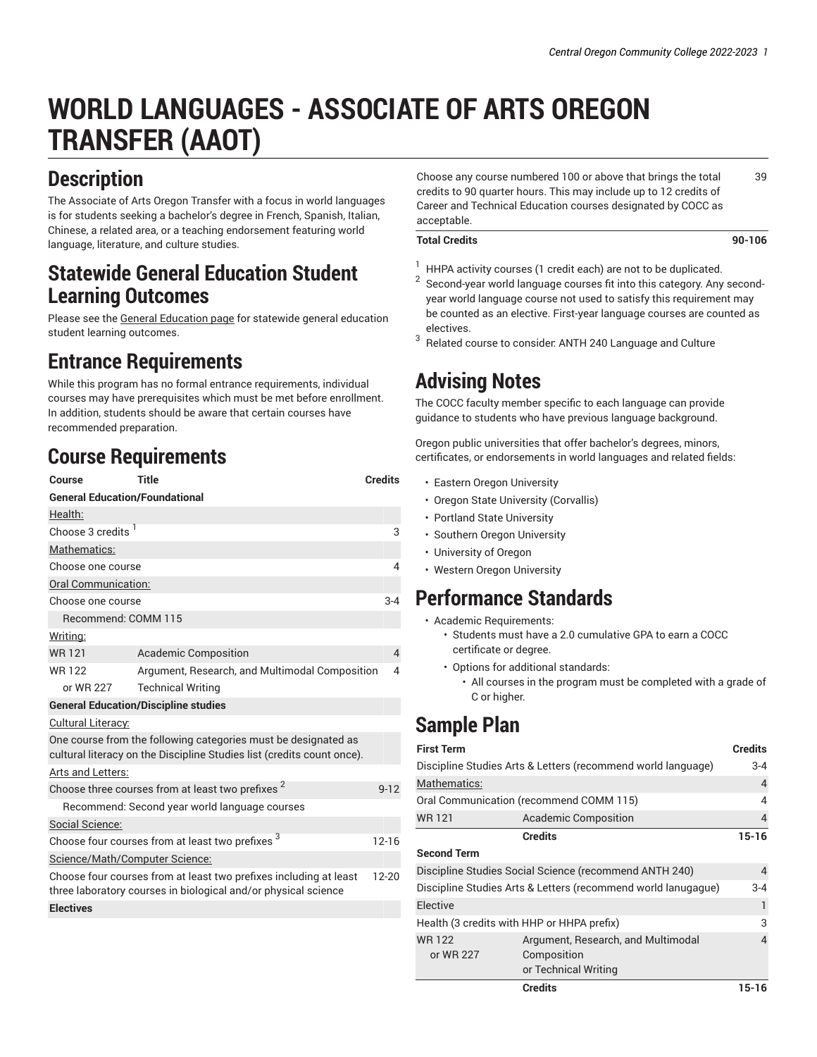# WORLD LANGUAGES - ASSOCIATE OF ARTS OREGON TRANSFER (AAOT)

## Description

The Associate of Arts Oregon Transfer with a focus in world languages is for students seeking a bachelor's degree in French, Spanish, Italian, Chinese, a related area, or a teaching endorsement featuring world language, literature, and culture studies.

## Statewide General Education Student Learning Outcomes

Please see the General Education page for statewide general education student learning outcomes.

## Entrance Requirements

While this program has no formal entrance requirements, individual courses may have prerequisites which must be met before enrollment. In addition, students should be aware that certain courses have recommended preparation.

## Course Requirements

| Course | Title | Credits |
|---|---|---|
| **General Education/Foundational** | | |
| Health: | | |
| Choose 3 credits [1] | | 3 |
| Mathematics: | | |
| Choose one course | | 4 |
| Oral Communication: | | |
| Choose one course | | 3-4 |
| Recommend: COMM 115 | | |
| Writing: | | |
| WR 121 | Academic Composition | 4 |
| WR 122 | Argument, Research, and Multimodal Composition | 4 |
| or WR 227 | Technical Writing | |
| **General Education/Discipline studies** | | |
| Cultural Literacy: | | |
| One course from the following categories must be designated as cultural literacy on the Discipline Studies list (credits count once). | | |
| Arts and Letters: | | |
| Choose three courses from at least two prefixes [2] | | 9-12 |
| Recommend: Second year world language courses | | |
| Social Science: | | |
| Choose four courses from at least two prefixes [3] | | 12-16 |
| Science/Math/Computer Science: | | |
| Choose four courses from at least two prefixes including at least three laboratory courses in biological and/or physical science | | 12-20 |
| **Electives** | | |
| Choose any course numbered 100 or above that brings the total credits to 90 quarter hours. This may include up to 12 credits of Career and Technical Education courses designated by COCC as acceptable. | | 39 |
| **Total Credits** | | **90-106** |

[1] HHPA activity courses (1 credit each) are not to be duplicated.

[2] Second-year world language courses fit into this category. Any second-year world language course not used to satisfy this requirement may be counted as an elective. First-year language courses are counted as electives.

[3] Related course to consider: ANTH 240 Language and Culture

## Advising Notes

The COCC faculty member specific to each language can provide guidance to students who have previous language background.

Oregon public universities that offer bachelor's degrees, minors, certificates, or endorsements in world languages and related fields:

- Eastern Oregon University
- Oregon State University (Corvallis)
- Portland State University
- Southern Oregon University
- University of Oregon
- Western Oregon University

## Performance Standards

- Academic Requirements:
  - Students must have a 2.0 cumulative GPA to earn a COCC certificate or degree.
  - Options for additional standards:
    - All courses in the program must be completed with a grade of C or higher.

## Sample Plan

| First Term | | Credits |
|---|---|---|
| Discipline Studies Arts & Letters (recommend world language) | | 3-4 |
| Mathematics: | | 4 |
| Oral Communication (recommend COMM 115) | | 4 |
| WR 121 | Academic Composition | 4 |
| | **Credits** | **15-16** |
| **Second Term** | | |
| Discipline Studies Social Science (recommend ANTH 240) | | 4 |
| Discipline Studies Arts & Letters (recommend world lanugague) | | 3-4 |
| Elective | | 1 |
| Health (3 credits with HHP or HHPA prefix) | | 3 |
| WR 122 or WR 227 | Argument, Research, and Multimodal Composition or Technical Writing | 4 |
| | **Credits** | **15-16** |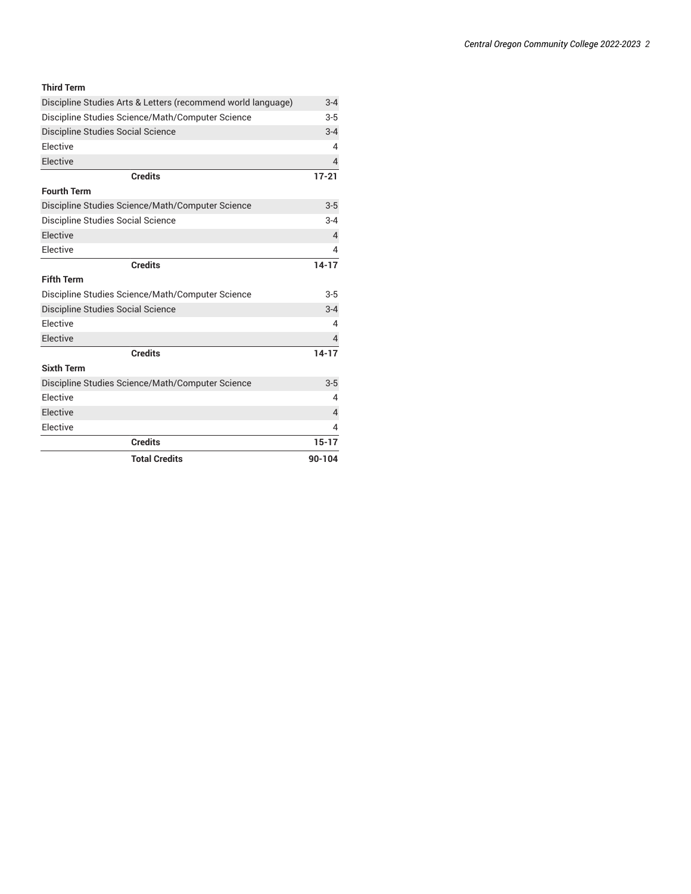| | |
|---|---|
| **Third Term** | |
| Discipline Studies Arts & Letters (recommend world language) | 3-4 |
| Discipline Studies Science/Math/Computer Science | 3-5 |
| Discipline Studies Social Science | 3-4 |
| Elective | 4 |
| Elective | 4 |
| **Credits** | **17-21** |
| **Fourth Term** | |
| Discipline Studies Science/Math/Computer Science | 3-5 |
| Discipline Studies Social Science | 3-4 |
| Elective | 4 |
| Elective | 4 |
| **Credits** | **14-17** |
| **Fifth Term** | |
| Discipline Studies Science/Math/Computer Science | 3-5 |
| Discipline Studies Social Science | 3-4 |
| Elective | 4 |
| Elective | 4 |
| **Credits** | **14-17** |
| **Sixth Term** | |
| Discipline Studies Science/Math/Computer Science | 3-5 |
| Elective | 4 |
| Elective | 4 |
| Elective | 4 |
| **Credits** | **15-17** |
| **Total Credits** | **90-104** |